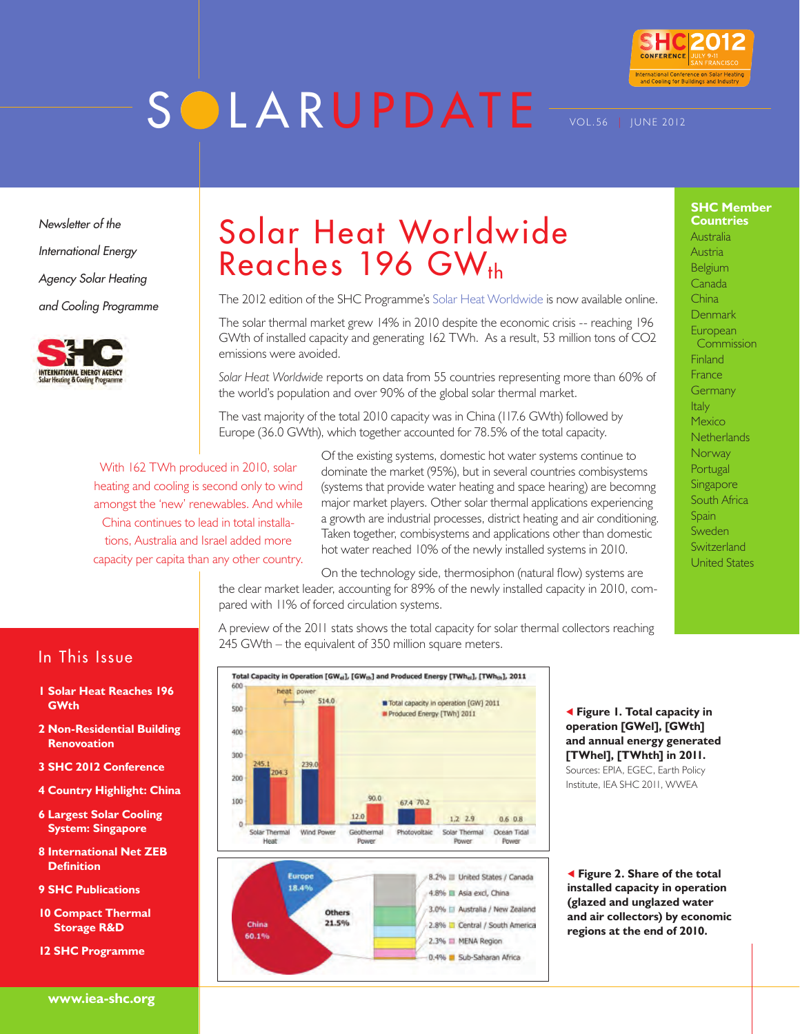# SOLARUPDATE

VOL.56 | JUNE 2012

SHC 2012 CONFERENCE JULY 9-11 SAN FRANCISCO
International Conference on Solar Heating and Cooling for Buildings and Industry

*Newsletter of the International Energy Agency Solar Heating and Cooling Programme*

## Solar Heat Worldwide Reaches 196 $GW_{th}$

The 2012 edition of the SHC Programme's Solar Heat Worldwide is now available online.

The solar thermal market grew 14% in 2010 despite the economic crisis -- reaching 196 GWth of installed capacity and generating 162 TWh. As a result, 53 million tons of CO2 emissions were avoided.

*Solar Heat Worldwide* reports on data from 55 countries representing more than 60% of the world's population and over 90% of the global solar thermal market.

The vast majority of the total 2010 capacity was in China (117.6 GWth) followed by Europe (36.0 GWth), which together accounted for 78.5% of the total capacity.

> With 162 TWh produced in 2010, solar heating and cooling is second only to wind amongst the 'new' renewables. And while China continues to lead in total installations, Australia and Israel added more capacity per capita than any other country.

Of the existing systems, domestic hot water systems continue to dominate the market (95%), but in several countries combisystems (systems that provide water heating and space hearing) are becomng major market players. Other solar thermal applications experiencing a growth are industrial processes, district heating and air conditioning. Taken together, combisystems and applications other than domestic hot water reached 10% of the newly installed systems in 2010.

On the technology side, thermosiphon (natural flow) systems are the clear market leader, accounting for 89% of the newly installed capacity in 2010, compared with 11% of forced circulation systems.

A preview of the 2011 stats shows the total capacity for solar thermal collectors reaching 245 GWth – the equivalent of 350 million square meters.

Total Capacity in Operation [$GW_{el}$], [$GW_{th}$] and Produced Energy [$TWh_{el}$], [$TWh_{th}$], 2011

| | Total capacity in operation [GW] 2011 | Produced Energy [TWh] 2011 |
|---|---|---|
| Solar Thermal Heat | 245.1 | 204.3 |
| Wind Power | 239.0 | 514.0 |
| Geothermal Power | 12.0 | 90.0 |
| Photovoltaic | 67.4 | 70.2 |
| Solar Thermal Power | 1.2 | 2.9 |
| Ocean Tidal Power | 0.6 | 0.8 |

**Figure 1. Total capacity in operation [GWel], [GWth] and annual energy generated [TWhel], [TWhth] in 2011.** Sources: EPIA, EGEC, Earth Policy Institute, IEA SHC 2011, WWEA

| Region | Share |
|---|---|
| China | 60.1% |
| Europe | 18.4% |
| Others | 21.5% |
| United States / Canada | 8.2% |
| Asia excl. China | 4.8% |
| Australia / New Zealand | 3.0% |
| Central / South America | 2.8% |
| MENA Region | 2.3% |
| Sub-Saharan Africa | 0.4% |

**Figure 2. Share of the total installed capacity in operation (glazed and unglazed water and air collectors) by economic regions at the end of 2010.**

### In This Issue

- 1 Solar Heat Reaches 196 GWth
- 2 Non-Residential Building Renovation
- 3 SHC 2012 Conference
- 4 Country Highlight: China
- 6 Largest Solar Cooling System: Singapore
- 8 International Net ZEB Definition
- 9 SHC Publications
- 10 Compact Thermal Storage R&D
- 12 SHC Programme

www.iea-shc.org

### SHC Member Countries

Australia
Austria
Belgium
Canada
China
Denmark
European Commission
Finland
France
Germany
Italy
Mexico
Netherlands
Norway
Portugal
Singapore
South Africa
Spain
Sweden
Switzerland
United States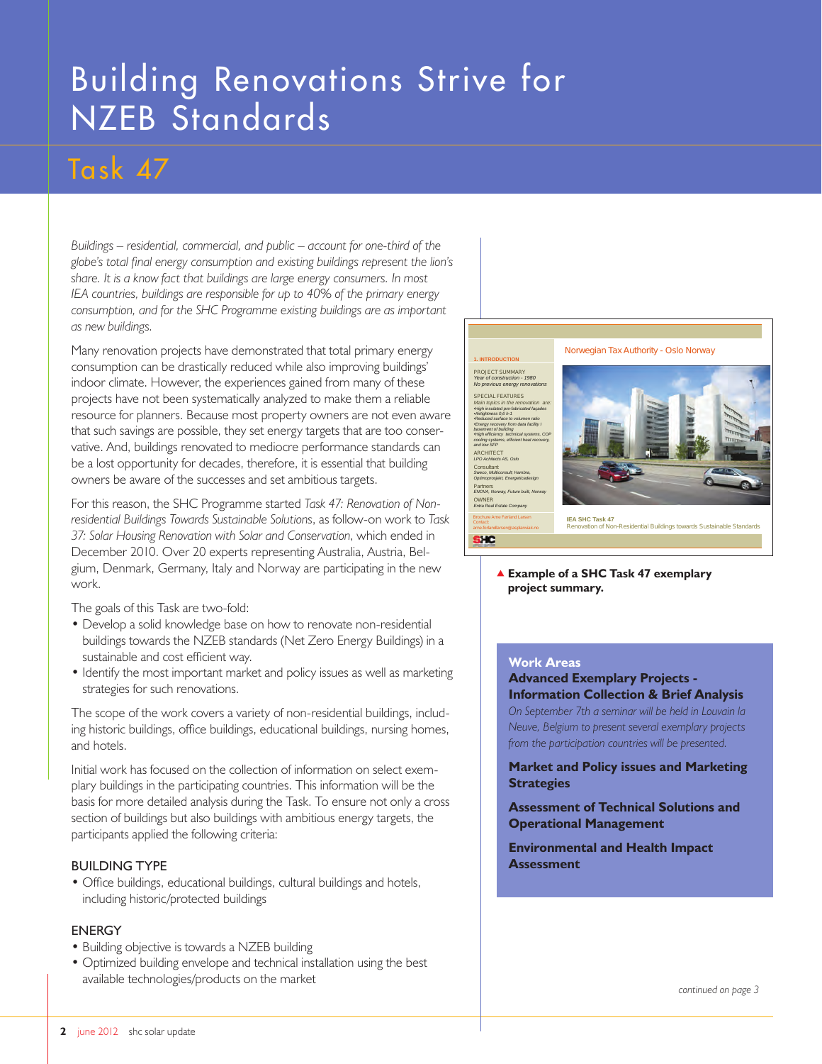# Building Renovations Strive for NZEB Standards

## Task 47

*Buildings – residential, commercial, and public – account for one-third of the globe's total final energy consumption and existing buildings represent the lion's share. It is a know fact that buildings are large energy consumers. In most IEA countries, buildings are responsible for up to 40% of the primary energy consumption, and for the SHC Programme existing buildings are as important as new buildings.*

Many renovation projects have demonstrated that total primary energy consumption can be drastically reduced while also improving buildings' indoor climate. However, the experiences gained from many of these projects have not been systematically analyzed to make them a reliable resource for planners. Because most property owners are not even aware that such savings are possible, they set energy targets that are too conservative. And, buildings renovated to mediocre performance standards can be a lost opportunity for decades, therefore, it is essential that building owners be aware of the successes and set ambitious targets.

For this reason, the SHC Programme started *Task 47: Renovation of Non-residential Buildings Towards Sustainable Solutions*, as follow-on work to *Task 37: Solar Housing Renovation with Solar and Conservation*, which ended in December 2010. Over 20 experts representing Australia, Austria, Belgium, Denmark, Germany, Italy and Norway are participating in the new work.

The goals of this Task are two-fold:

- Develop a solid knowledge base on how to renovate non-residential buildings towards the NZEB standards (Net Zero Energy Buildings) in a sustainable and cost efficient way.
- Identify the most important market and policy issues as well as marketing strategies for such renovations.

The scope of the work covers a variety of non-residential buildings, including historic buildings, office buildings, educational buildings, nursing homes, and hotels.

Initial work has focused on the collection of information on select exemplary buildings in the participating countries. This information will be the basis for more detailed analysis during the Task. To ensure not only a cross section of buildings but also buildings with ambitious energy targets, the participants applied the following criteria:

### BUILDING TYPE

- Office buildings, educational buildings, cultural buildings and hotels, including historic/protected buildings

### ENERGY

- Building objective is towards a NZEB building
- Optimized building envelope and technical installation using the best available technologies/products on the market

1. INTRODUCTION

Norwegian Tax Authority - Oslo Norway

PROJECT SUMMARY
*Year of construction - 1980*
*No previous energy renovations*

SPECIAL FEATURES
*Main topics in the renovation are:*
*•High insulated pre-fabricated façades*
*•Airtightness 0,6 h-1*
*•Reduced surface to volumen ratio*
*•Energy recovery from data facility I basement of building*
*•High efficiency technical systems, COP cooling systems, efficient heat recovery, and low SFP*

ARCHITECT
*LPO Achitects AS, Oslo*

Consultant
*Sweco, Multiconsult, Hambra, Optimoprosjekt, Energetikadesign*

Partners
*ENOVA, Norway, Future built, Norway*

OWNER
*Entra Real Estate Company*

Brochure Arne Førland Larsen
Contact:
arne.forlandlarsen@asplanviak.no

IEA SHC Task 47
Renovation of Non-Residential Buildings towards Sustainable Standards

▲ **Example of a SHC Task 47 exemplary project summary.**

**Work Areas**

**Advanced Exemplary Projects - Information Collection & Brief Analysis**

*On September 7th a seminar will be held in Louvain la Neuve, Belgium to present several exemplary projects from the participation countries will be presented.*

**Market and Policy issues and Marketing Strategies**

**Assessment of Technical Solutions and Operational Management**

**Environmental and Health Impact Assessment**

*continued on page 3*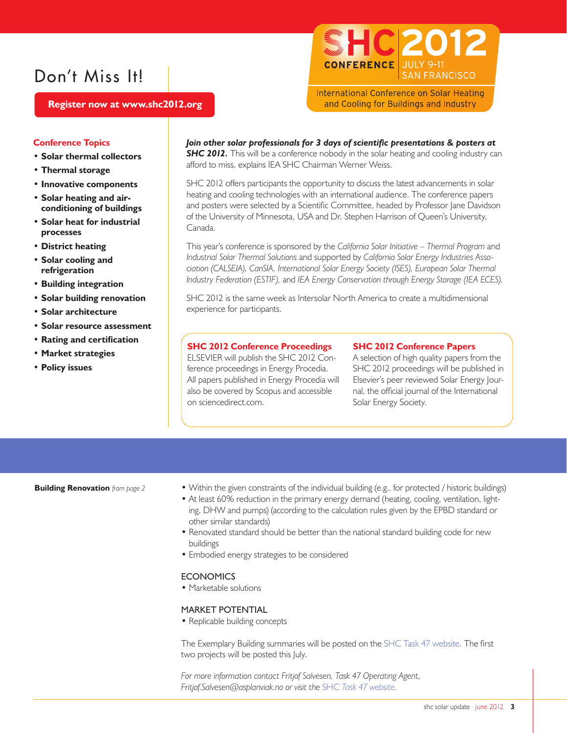# Don't Miss It!

**Register now at www.shc2012.org**

SHC 2012 CONFERENCE JULY 9-11 SAN FRANCISCO

International Conference on Solar Heating and Cooling for Buildings and Industry

## Conference Topics

- **Solar thermal collectors**
- **Thermal storage**
- **Innovative components**
- **Solar heating and air-conditioning of buildings**
- **Solar heat for industrial processes**
- **District heating**
- **Solar cooling and refrigeration**
- **Building integration**
- **Solar building renovation**
- **Solar architecture**
- **Solar resource assessment**
- **Rating and certification**
- **Market strategies**
- **Policy issues**

***Join other solar professionals for 3 days of scientific presentations & posters at SHC 2012.*** This will be a conference nobody in the solar heating and cooling industry can afford to miss, explains IEA SHC Chairman Werner Weiss.

SHC 2012 offers participants the opportunity to discuss the latest advancements in solar heating and cooling technologies with an international audience. The conference papers and posters were selected by a Scientific Committee, headed by Professor Jane Davidson of the University of Minnesota, USA and Dr. Stephen Harrison of Queen's University, Canada.

This year's conference is sponsored by the *California Solar Initiative – Thermal Program* and *Industrial Solar Thermal Solutions* and supported by *California Solar Energy Industries Association (CALSEIA), CanSIA, International Solar Energy Society (ISES), European Solar Thermal Industry Federation (ESTIF),* and *IEA Energy Conservation through Energy Storage (IEA ECES).*

SHC 2012 is the same week as Intersolar North America to create a multidimensional experience for participants.

### SHC 2012 Conference Proceedings

ELSEVIER will publish the SHC 2012 Conference proceedings in Energy Procedia. All papers published in Energy Procedia will also be covered by Scopus and accessible on sciencedirect.com.

### SHC 2012 Conference Papers

A selection of high quality papers from the SHC 2012 proceedings will be published in Elsevier's peer reviewed Solar Energy Journal, the official journal of the International Solar Energy Society.

---

**Building Renovation** *from page 2*

- Within the given constraints of the individual building (e.g., for protected / historic buildings)
- At least 60% reduction in the primary energy demand (heating, cooling, ventilation, lighting, DHW and pumps) (according to the calculation rules given by the EPBD standard or other similar standards)
- Renovated standard should be better than the national standard building code for new buildings
- Embodied energy strategies to be considered

ECONOMICS

- Marketable solutions

MARKET POTENTIAL

- Replicable building concepts

The Exemplary Building summaries will be posted on the SHC Task 47 website. The first two projects will be posted this July.

*For more information contact Fritjof Salvesen, Task 47 Operating Agent, Fritjof.Salvesen@asplanviak.no or visit the SHC Task 47 website.*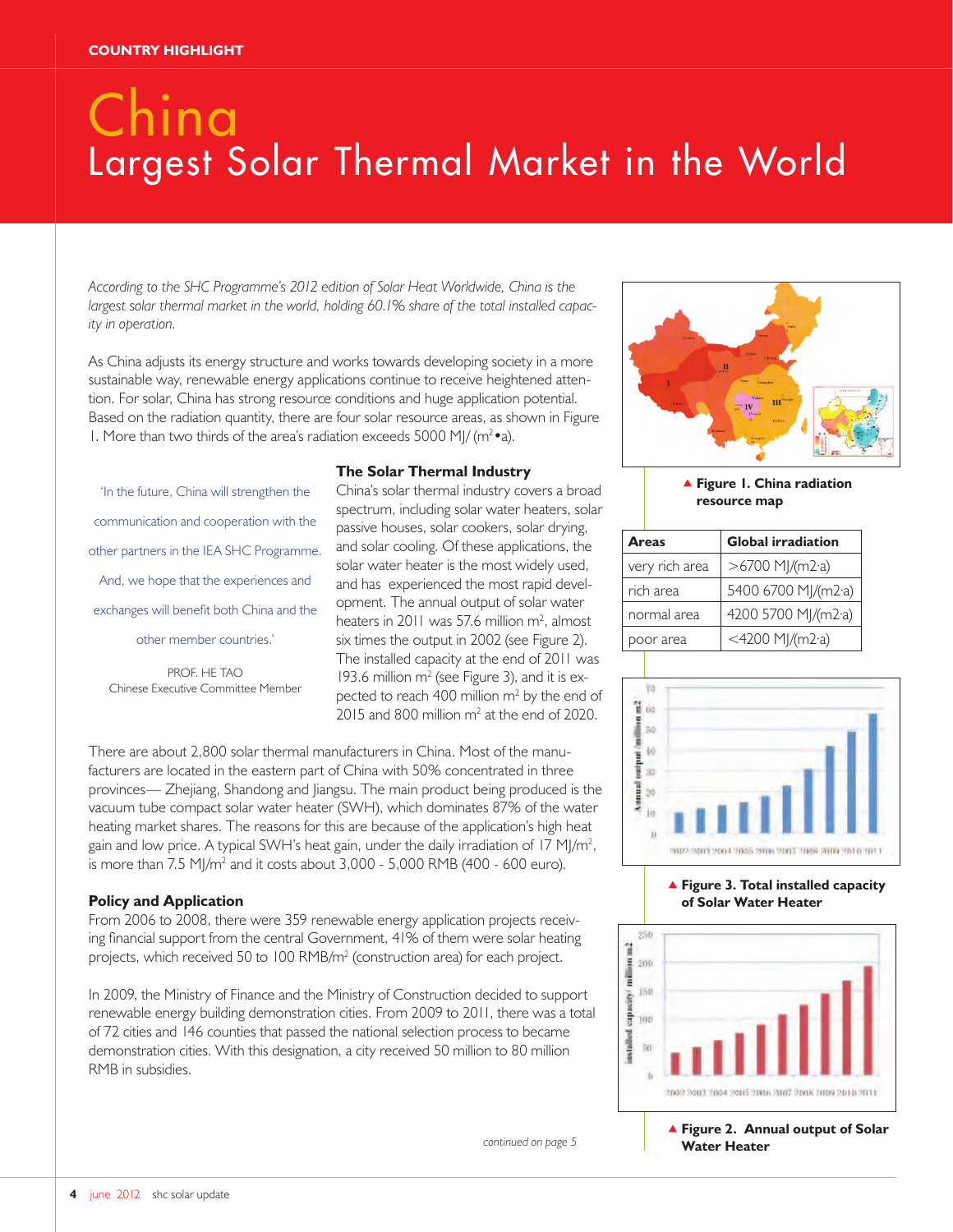COUNTRY HIGHLIGHT

# China
## Largest Solar Thermal Market in the World

*According to the SHC Programme's 2012 edition of Solar Heat Worldwide, China is the largest solar thermal market in the world, holding 60.1% share of the total installed capacity in operation.*

As China adjusts its energy structure and works towards developing society in a more sustainable way, renewable energy applications continue to receive heightened attention. For solar, China has strong resource conditions and huge application potential. Based on the radiation quantity, there are four solar resource areas, as shown in Figure 1. More than two thirds of the area's radiation exceeds 5000 MJ/ ($m^2$•a).

'In the future, China will strengthen the communication and cooperation with the other partners in the IEA SHC Programme. And, we hope that the experiences and exchanges will benefit both China and the other member countries.'

PROF. HE TAO
Chinese Executive Committee Member

### The Solar Thermal Industry

China's solar thermal industry covers a broad spectrum, including solar water heaters, solar passive houses, solar cookers, solar drying, and solar cooling. Of these applications, the solar water heater is the most widely used, and has experienced the most rapid development. The annual output of solar water heaters in 2011 was 57.6 million $m^2$, almost six times the output in 2002 (see Figure 2). The installed capacity at the end of 2011 was 193.6 million $m^2$ (see Figure 3), and it is expected to reach 400 million $m^2$ by the end of 2015 and 800 million $m^2$ at the end of 2020.

There are about 2,800 solar thermal manufacturers in China. Most of the manufacturers are located in the eastern part of China with 50% concentrated in three provinces— Zhejiang, Shandong and Jiangsu. The main product being produced is the vacuum tube compact solar water heater (SWH), which dominates 87% of the water heating market shares. The reasons for this are because of the application's high heat gain and low price. A typical SWH's heat gain, under the daily irradiation of 17 MJ/$m^2$, is more than 7.5 MJ/$m^2$ and it costs about 3,000 - 5,000 RMB (400 - 600 euro).

▲ Figure 1. China radiation resource map

| Areas | Global irradiation |
|---|---|
| very rich area | >6700 MJ/(m2·a) |
| rich area | 5400 6700 MJ/(m2·a) |
| normal area | 4200 5700 MJ/(m2·a) |
| poor area | <4200 MJ/(m2·a) |

▲ Figure 3. Total installed capacity of Solar Water Heater

▲ Figure 2. Annual output of Solar Water Heater

### Policy and Application

From 2006 to 2008, there were 359 renewable energy application projects receiving financial support from the central Government, 41% of them were solar heating projects, which received 50 to 100 RMB/$m^2$ (construction area) for each project.

In 2009, the Ministry of Finance and the Ministry of Construction decided to support renewable energy building demonstration cities. From 2009 to 2011, there was a total of 72 cities and 146 counties that passed the national selection process to became demonstration cities. With this designation, a city received 50 million to 80 million RMB in subsidies.

*continued on page 5*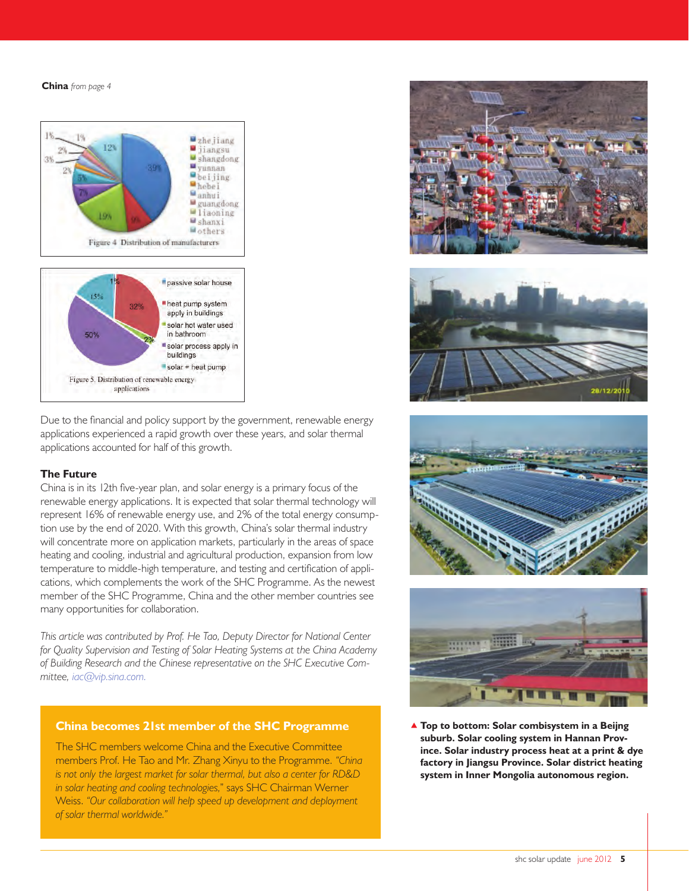**China** *from page 4*

Figure 4 Distribution of manufacturers

Figure 5. Distribution of renewable energy applications

Due to the financial and policy support by the government, renewable energy applications experienced a rapid growth over these years, and solar thermal applications accounted for half of this growth.

### The Future

China is in its 12th five-year plan, and solar energy is a primary focus of the renewable energy applications. It is expected that solar thermal technology will represent 16% of renewable energy use, and 2% of the total energy consumption use by the end of 2020. With this growth, China's solar thermal industry will concentrate more on application markets, particularly in the areas of space heating and cooling, industrial and agricultural production, expansion from low temperature to middle-high temperature, and testing and certification of applications, which complements the work of the SHC Programme. As the newest member of the SHC Programme, China and the other member countries see many opportunities for collaboration.

*This article was contributed by Prof. He Tao, Deputy Director for National Center for Quality Supervision and Testing of Solar Heating Systems at the China Academy of Building Research and the Chinese representative on the SHC Executive Committee, iac@vip.sina.com.*

### China becomes 21st member of the SHC Programme

The SHC members welcome China and the Executive Committee members Prof. He Tao and Mr. Zhang Xinyu to the Programme. *"China is not only the largest market for solar thermal, but also a center for RD&D in solar heating and cooling technologies,"* says SHC Chairman Werner Weiss. *"Our collaboration will help speed up development and deployment of solar thermal worldwide."*

**▲ Top to bottom: Solar combisystem in a Beijng suburb. Solar cooling system in Hannan Province. Solar industry process heat at a print & dye factory in Jiangsu Province. Solar district heating system in Inner Mongolia autonomous region.**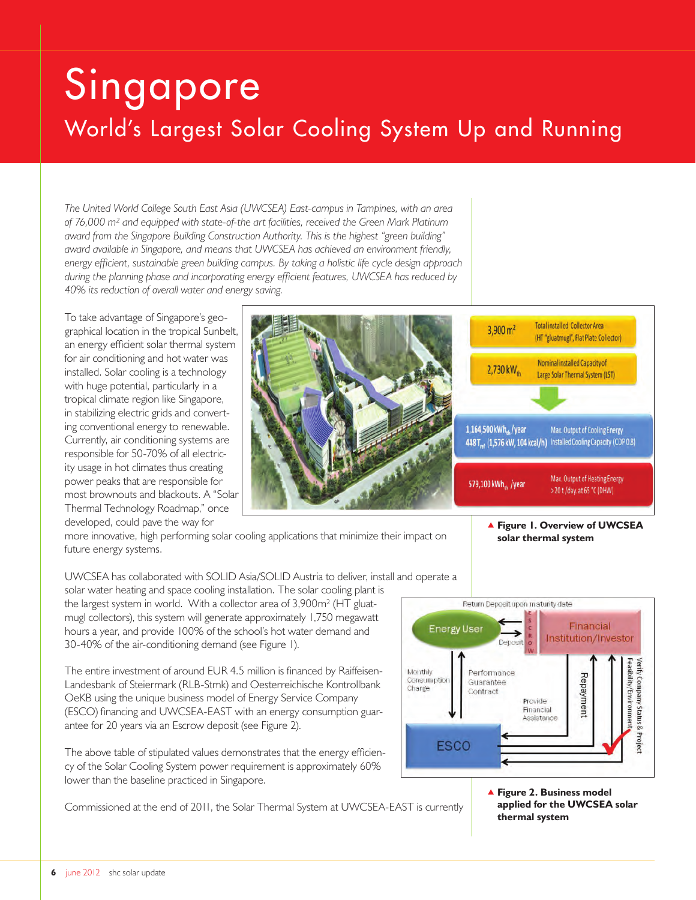# Singapore

## World's Largest Solar Cooling System Up and Running

*The United World College South East Asia (UWCSEA) East-campus in Tampines, with an area of 76,000 m² and equipped with state-of-the art facilities, received the Green Mark Platinum award from the Singapore Building Construction Authority. This is the highest "green building" award available in Singapore, and means that UWCSEA has achieved an environment friendly, energy efficient, sustainable green building campus. By taking a holistic life cycle design approach during the planning phase and incorporating energy efficient features, UWCSEA has reduced by 40% its reduction of overall water and energy saving.*

To take advantage of Singapore's geographical location in the tropical Sunbelt, an energy efficient solar thermal system for air conditioning and hot water was installed. Solar cooling is a technology with huge potential, particularly in a tropical climate region like Singapore, in stabilizing electric grids and converting conventional energy to renewable. Currently, air conditioning systems are responsible for 50-70% of all electricity usage in hot climates thus creating power peaks that are responsible for most brownouts and blackouts. A "Solar Thermal Technology Roadmap," once developed, could pave the way for more innovative, high performing solar cooling applications that minimize their impact on future energy systems.

**Figure 1. Overview of UWCSEA solar thermal system**

UWCSEA has collaborated with SOLID Asia/SOLID Austria to deliver, install and operate a solar water heating and space cooling installation. The solar cooling plant is the largest system in world. With a collector area of 3,900m² (HT gluatmugl collectors), this system will generate approximately 1,750 megawatt hours a year, and provide 100% of the school's hot water demand and 30-40% of the air-conditioning demand (see Figure 1).

The entire investment of around EUR 4.5 million is financed by Raiffeisen-Landesbank of Steiermark (RLB-Stmk) and Oesterreichische Kontrollbank OeKB using the unique business model of Energy Service Company (ESCO) financing and UWCSEA-EAST with an energy consumption guarantee for 20 years via an Escrow deposit (see Figure 2).

The above table of stipulated values demonstrates that the energy efficiency of the Solar Cooling System power requirement is approximately 60% lower than the baseline practiced in Singapore.

**Figure 2. Business model applied for the UWCSEA solar thermal system**

Commissioned at the end of 2011, the Solar Thermal System at UWCSEA-EAST is currently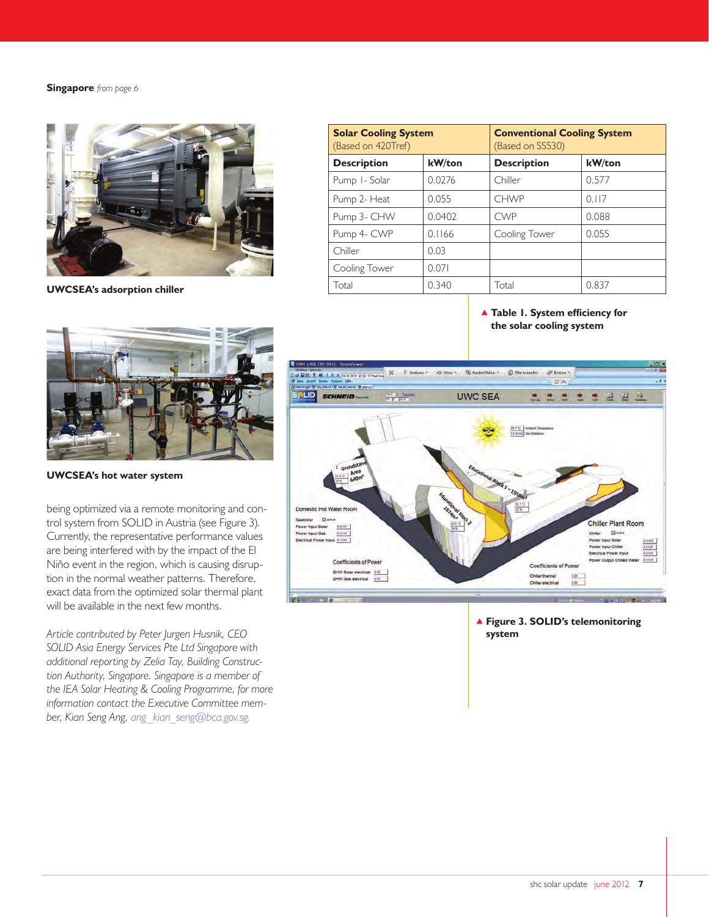**Singapore** *from page 6*

UWCSEA's adsorption chiller

UWCSEA's hot water system

being optimized via a remote monitoring and control system from SOLID in Austria (see Figure 3). Currently, the representative performance values are being interfered with by the impact of the El Niño event in the region, which is causing disruption in the normal weather patterns. Therefore, exact data from the optimized solar thermal plant will be available in the next few months.

*Article contributed by Peter Jurgen Husnik, CEO SOLID Asia Energy Services Pte Ltd Singapore with additional reporting by Zelia Tay, Building Construction Authority, Singapore. Singapore is a member of the IEA Solar Heating & Cooling Programme, for more information contact the Executive Committee member, Kian Seng Ang, ang_kian_seng@bca.gov.sg.*

| **Solar Cooling System** (Based on 420Tref) | | **Conventional Cooling System** (Based on SS530) | |
|---|---|---|---|
| **Description** | **kW/ton** | **Description** | **kW/ton** |
| Pump 1- Solar | 0.0276 | Chiller | 0.577 |
| Pump 2- Heat | 0.055 | CHWP | 0.117 |
| Pump 3- CHW | 0.0402 | CWP | 0.088 |
| Pump 4- CWP | 0.1166 | Cooling Tower | 0.055 |
| Chiller | 0.03 | | |
| Cooling Tower | 0.071 | | |
| Total | 0.340 | Total | 0.837 |

▲ **Table 1. System efficiency for the solar cooling system**

▲ **Figure 3. SOLID's telemonitoring system**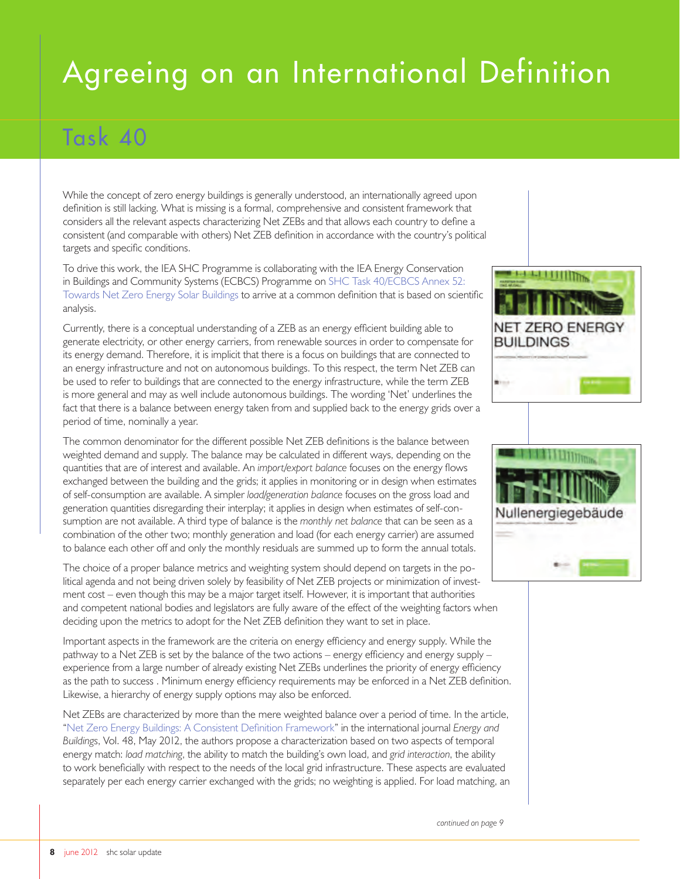# Agreeing on an International Definition

## Task 40

While the concept of zero energy buildings is generally understood, an internationally agreed upon definition is still lacking. What is missing is a formal, comprehensive and consistent framework that considers all the relevant aspects characterizing Net ZEBs and that allows each country to define a consistent (and comparable with others) Net ZEB definition in accordance with the country's political targets and specific conditions.

To drive this work, the IEA SHC Programme is collaborating with the IEA Energy Conservation in Buildings and Community Systems (ECBCS) Programme on SHC Task 40/ECBCS Annex 52: Towards Net Zero Energy Solar Buildings to arrive at a common definition that is based on scientific analysis.

Currently, there is a conceptual understanding of a ZEB as an energy efficient building able to generate electricity, or other energy carriers, from renewable sources in order to compensate for its energy demand. Therefore, it is implicit that there is a focus on buildings that are connected to an energy infrastructure and not on autonomous buildings. To this respect, the term Net ZEB can be used to refer to buildings that are connected to the energy infrastructure, while the term ZEB is more general and may as well include autonomous buildings. The wording 'Net' underlines the fact that there is a balance between energy taken from and supplied back to the energy grids over a period of time, nominally a year.

The common denominator for the different possible Net ZEB definitions is the balance between weighted demand and supply. The balance may be calculated in different ways, depending on the quantities that are of interest and available. An *import/export balance* focuses on the energy flows exchanged between the building and the grids; it applies in monitoring or in design when estimates of self-consumption are available. A simpler *load/generation balance* focuses on the gross load and generation quantities disregarding their interplay; it applies in design when estimates of self-consumption are not available. A third type of balance is the *monthly net balance* that can be seen as a combination of the other two; monthly generation and load (for each energy carrier) are assumed to balance each other off and only the monthly residuals are summed up to form the annual totals.

The choice of a proper balance metrics and weighting system should depend on targets in the political agenda and not being driven solely by feasibility of Net ZEB projects or minimization of investment cost – even though this may be a major target itself. However, it is important that authorities and competent national bodies and legislators are fully aware of the effect of the weighting factors when deciding upon the metrics to adopt for the Net ZEB definition they want to set in place.

Important aspects in the framework are the criteria on energy efficiency and energy supply. While the pathway to a Net ZEB is set by the balance of the two actions – energy efficiency and energy supply – experience from a large number of already existing Net ZEBs underlines the priority of energy efficiency as the path to success . Minimum energy efficiency requirements may be enforced in a Net ZEB definition. Likewise, a hierarchy of energy supply options may also be enforced.

Net ZEBs are characterized by more than the mere weighted balance over a period of time. In the article, "Net Zero Energy Buildings: A Consistent Definition Framework" in the international journal *Energy and Buildings*, Vol. 48, May 2012, the authors propose a characterization based on two aspects of temporal energy match: *load matching*, the ability to match the building's own load, and *grid interaction*, the ability to work beneficially with respect to the needs of the local grid infrastructure. These aspects are evaluated separately per each energy carrier exchanged with the grids; no weighting is applied. For load matching, an

*continued on page 9*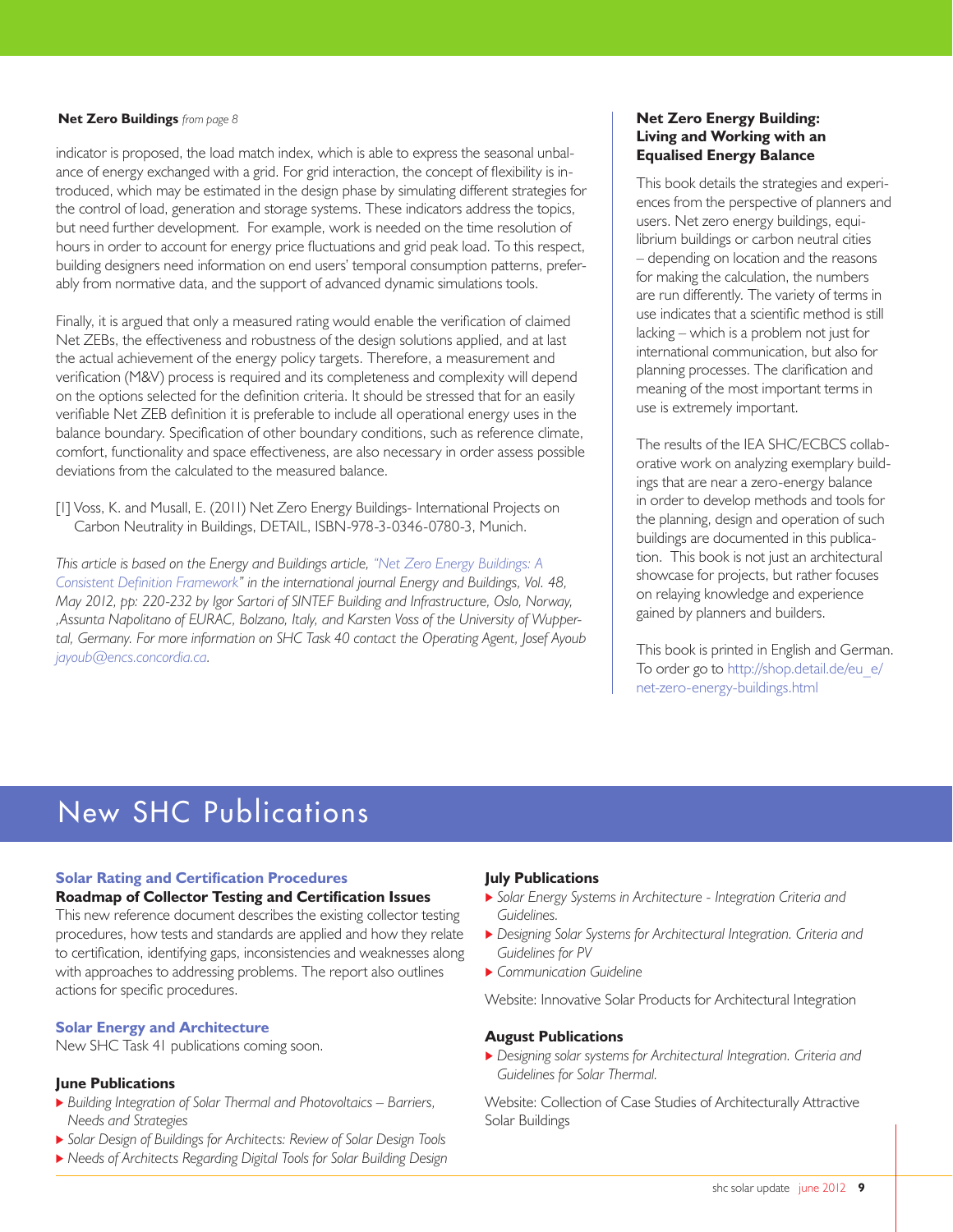**Net Zero Buildings** *from page 8*

indicator is proposed, the load match index, which is able to express the seasonal unbalance of energy exchanged with a grid. For grid interaction, the concept of flexibility is introduced, which may be estimated in the design phase by simulating different strategies for the control of load, generation and storage systems. These indicators address the topics, but need further development. For example, work is needed on the time resolution of hours in order to account for energy price fluctuations and grid peak load. To this respect, building designers need information on end users' temporal consumption patterns, preferably from normative data, and the support of advanced dynamic simulations tools.

Finally, it is argued that only a measured rating would enable the verification of claimed Net ZEBs, the effectiveness and robustness of the design solutions applied, and at last the actual achievement of the energy policy targets. Therefore, a measurement and verification (M&V) process is required and its completeness and complexity will depend on the options selected for the definition criteria. It should be stressed that for an easily verifiable Net ZEB definition it is preferable to include all operational energy uses in the balance boundary. Specification of other boundary conditions, such as reference climate, comfort, functionality and space effectiveness, are also necessary in order assess possible deviations from the calculated to the measured balance.

[1] Voss, K. and Musall, E. (2011) Net Zero Energy Buildings- International Projects on Carbon Neutrality in Buildings, DETAIL, ISBN-978-3-0346-0780-3, Munich.

*This article is based on the Energy and Buildings article, "Net Zero Energy Buildings: A Consistent Definition Framework" in the international journal Energy and Buildings, Vol. 48, May 2012, pp: 220-232 by Igor Sartori of SINTEF Building and Infrastructure, Oslo, Norway, ,Assunta Napolitano of EURAC, Bolzano, Italy, and Karsten Voss of the University of Wuppertal, Germany. For more information on SHC Task 40 contact the Operating Agent, Josef Ayoub jayoub@encs.concordia.ca.*

### Net Zero Energy Building: Living and Working with an Equalised Energy Balance

This book details the strategies and experiences from the perspective of planners and users. Net zero energy buildings, equilibrium buildings or carbon neutral cities – depending on location and the reasons for making the calculation, the numbers are run differently. The variety of terms in use indicates that a scientific method is still lacking – which is a problem not just for international communication, but also for planning processes. The clarification and meaning of the most important terms in use is extremely important.

The results of the IEA SHC/ECBCS collaborative work on analyzing exemplary buildings that are near a zero-energy balance in order to develop methods and tools for the planning, design and operation of such buildings are documented in this publication. This book is not just an architectural showcase for projects, but rather focuses on relaying knowledge and experience gained by planners and builders.

This book is printed in English and German. To order go to http://shop.detail.de/eu_e/net-zero-energy-buildings.html

# New SHC Publications

### Solar Rating and Certification Procedures

**Roadmap of Collector Testing and Certification Issues**

This new reference document describes the existing collector testing procedures, how tests and standards are applied and how they relate to certification, identifying gaps, inconsistencies and weaknesses along with approaches to addressing problems. The report also outlines actions for specific procedures.

### Solar Energy and Architecture

New SHC Task 41 publications coming soon.

**June Publications**

- *Building Integration of Solar Thermal and Photovoltaics – Barriers, Needs and Strategies*
- *Solar Design of Buildings for Architects: Review of Solar Design Tools*
- *Needs of Architects Regarding Digital Tools for Solar Building Design*

**July Publications**

- *Solar Energy Systems in Architecture - Integration Criteria and Guidelines.*
- *Designing Solar Systems for Architectural Integration. Criteria and Guidelines for PV*
- *Communication Guideline*

Website: Innovative Solar Products for Architectural Integration

**August Publications**

- *Designing solar systems for Architectural Integration. Criteria and Guidelines for Solar Thermal.*

Website: Collection of Case Studies of Architecturally Attractive Solar Buildings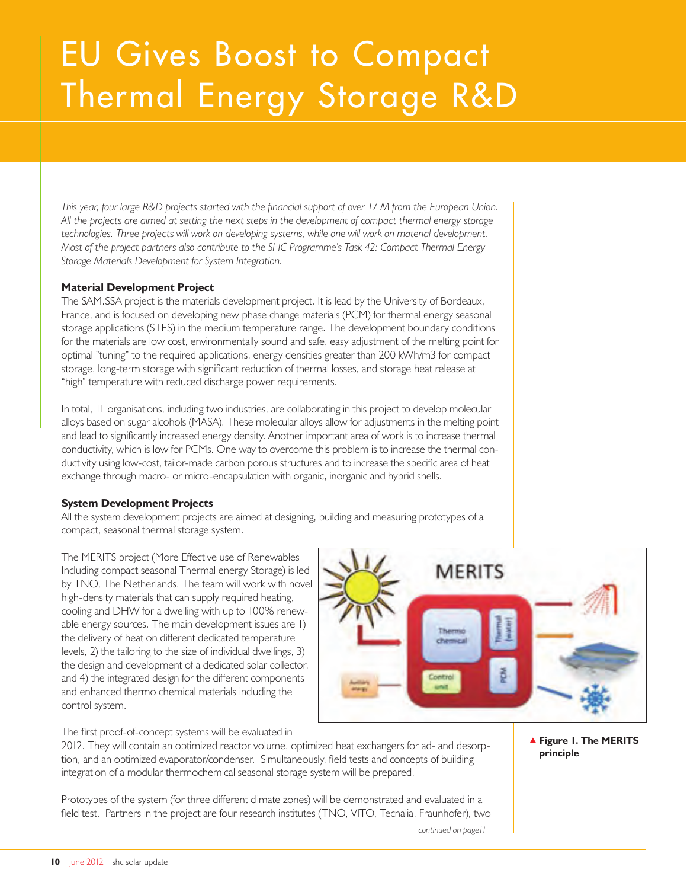# EU Gives Boost to Compact Thermal Energy Storage R&D

*This year, four large R&D projects started with the financial support of over 17 M from the European Union. All the projects are aimed at setting the next steps in the development of compact thermal energy storage technologies. Three projects will work on developing systems, while one will work on material development. Most of the project partners also contribute to the SHC Programme's Task 42: Compact Thermal Energy Storage Materials Development for System Integration.*

**Material Development Project**

The SAM.SSA project is the materials development project. It is lead by the University of Bordeaux, France, and is focused on developing new phase change materials (PCM) for thermal energy seasonal storage applications (STES) in the medium temperature range. The development boundary conditions for the materials are low cost, environmentally sound and safe, easy adjustment of the melting point for optimal "tuning" to the required applications, energy densities greater than 200 kWh/m3 for compact storage, long-term storage with significant reduction of thermal losses, and storage heat release at "high" temperature with reduced discharge power requirements.

In total, 11 organisations, including two industries, are collaborating in this project to develop molecular alloys based on sugar alcohols (MASA). These molecular alloys allow for adjustments in the melting point and lead to significantly increased energy density. Another important area of work is to increase thermal conductivity, which is low for PCMs. One way to overcome this problem is to increase the thermal conductivity using low-cost, tailor-made carbon porous structures and to increase the specific area of heat exchange through macro- or micro-encapsulation with organic, inorganic and hybrid shells.

**System Development Projects**

All the system development projects are aimed at designing, building and measuring prototypes of a compact, seasonal thermal storage system.

The MERITS project (More Effective use of Renewables Including compact seasonal Thermal energy Storage) is led by TNO, The Netherlands. The team will work with novel high-density materials that can supply required heating, cooling and DHW for a dwelling with up to 100% renewable energy sources. The main development issues are 1) the delivery of heat on different dedicated temperature levels, 2) the tailoring to the size of individual dwellings, 3) the design and development of a dedicated solar collector, and 4) the integrated design for the different components and enhanced thermo chemical materials including the control system.

▲ **Figure 1. The MERITS principle**

The first proof-of-concept systems will be evaluated in 2012. They will contain an optimized reactor volume, optimized heat exchangers for ad- and desorption, and an optimized evaporator/condenser. Simultaneously, field tests and concepts of building integration of a modular thermochemical seasonal storage system will be prepared.

Prototypes of the system (for three different climate zones) will be demonstrated and evaluated in a field test. Partners in the project are four research institutes (TNO, VITO, Tecnalia, Fraunhofer), two

*continued on page11*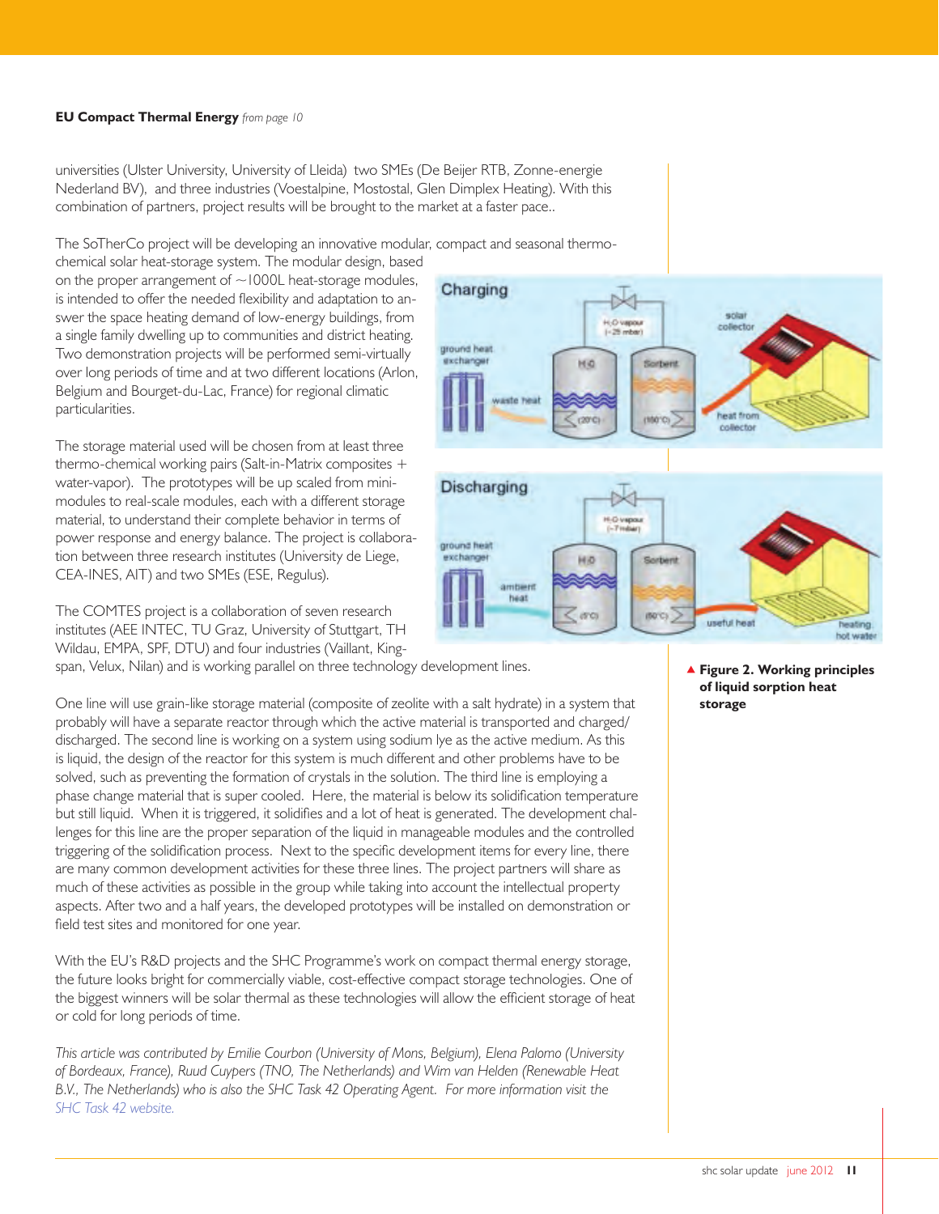**EU Compact Thermal Energy** *from page 10*

universities (Ulster University, University of Lleida) two SMEs (De Beijer RTB, Zonne-energie Nederland BV), and three industries (Voestalpine, Mostostal, Glen Dimplex Heating). With this combination of partners, project results will be brought to the market at a faster pace..

The SoTherCo project will be developing an innovative modular, compact and seasonal thermo-chemical solar heat-storage system. The modular design, based on the proper arrangement of ~1000L heat-storage modules, is intended to offer the needed flexibility and adaptation to answer the space heating demand of low-energy buildings, from a single family dwelling up to communities and district heating. Two demonstration projects will be performed semi-virtually over long periods of time and at two different locations (Arlon, Belgium and Bourget-du-Lac, France) for regional climatic particularities.

The storage material used will be chosen from at least three thermo-chemical working pairs (Salt-in-Matrix composites + water-vapor). The prototypes will be up scaled from mini-modules to real-scale modules, each with a different storage material, to understand their complete behavior in terms of power response and energy balance. The project is collaboration between three research institutes (University de Liege, CEA-INES, AIT) and two SMEs (ESE, Regulus).

The COMTES project is a collaboration of seven research institutes (AEE INTEC, TU Graz, University of Stuttgart, TH Wildau, EMPA, SPF, DTU) and four industries (Vaillant, Kingspan, Velux, Nilan) and is working parallel on three technology development lines.

**Figure 2. Working principles of liquid sorption heat storage**

One line will use grain-like storage material (composite of zeolite with a salt hydrate) in a system that probably will have a separate reactor through which the active material is transported and charged/discharged. The second line is working on a system using sodium lye as the active medium. As this is liquid, the design of the reactor for this system is much different and other problems have to be solved, such as preventing the formation of crystals in the solution. The third line is employing a phase change material that is super cooled. Here, the material is below its solidification temperature but still liquid. When it is triggered, it solidifies and a lot of heat is generated. The development challenges for this line are the proper separation of the liquid in manageable modules and the controlled triggering of the solidification process. Next to the specific development items for every line, there are many common development activities for these three lines. The project partners will share as much of these activities as possible in the group while taking into account the intellectual property aspects. After two and a half years, the developed prototypes will be installed on demonstration or field test sites and monitored for one year.

With the EU's R&D projects and the SHC Programme's work on compact thermal energy storage, the future looks bright for commercially viable, cost-effective compact storage technologies. One of the biggest winners will be solar thermal as these technologies will allow the efficient storage of heat or cold for long periods of time.

*This article was contributed by Emilie Courbon (University of Mons, Belgium), Elena Palomo (University of Bordeaux, France), Ruud Cuypers (TNO, The Netherlands) and Wim van Helden (Renewable Heat B.V., The Netherlands) who is also the SHC Task 42 Operating Agent. For more information visit the SHC Task 42 website.*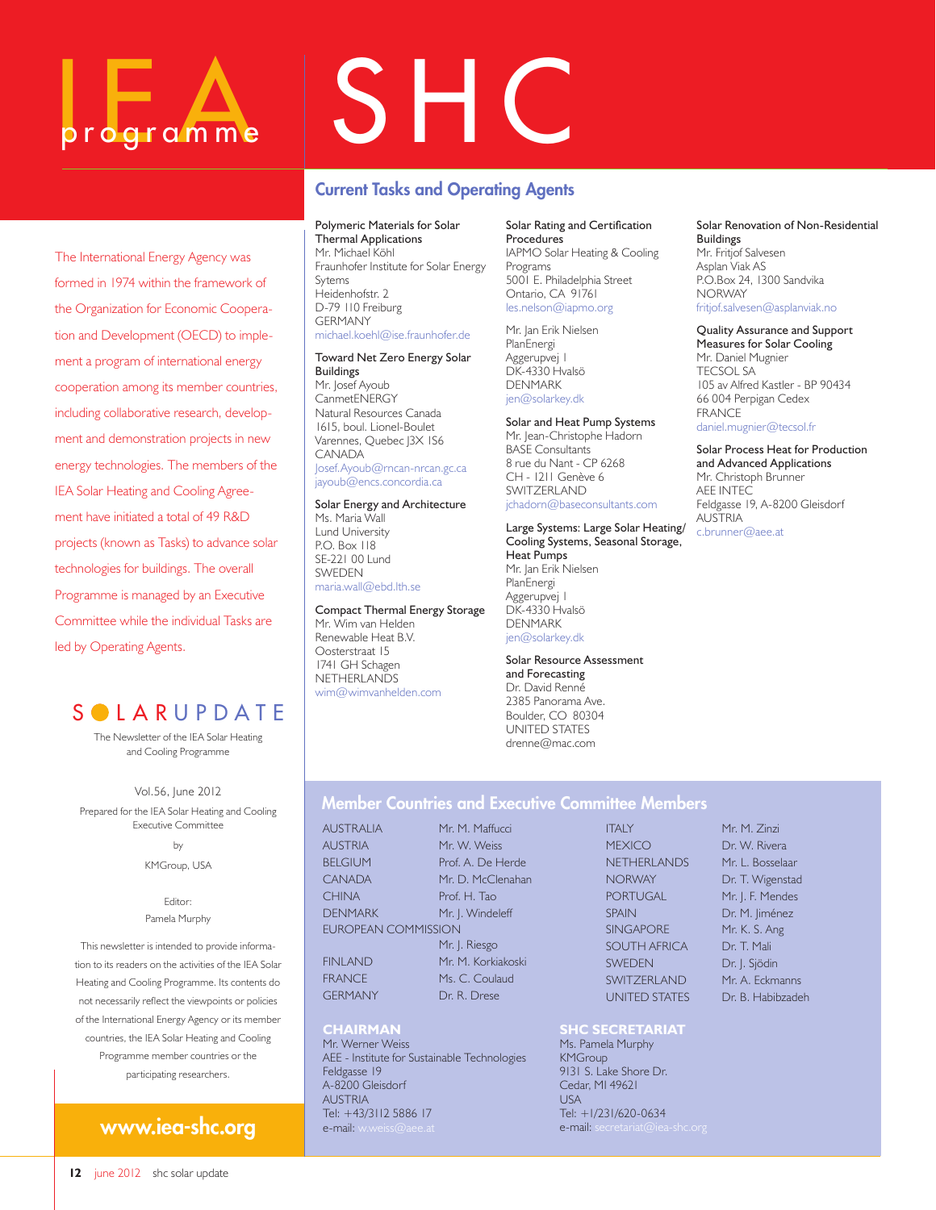# IEA programme SHC

The International Energy Agency was formed in 1974 within the framework of the Organization for Economic Cooperation and Development (OECD) to implement a program of international energy cooperation among its member countries, including collaborative research, development and demonstration projects in new energy technologies. The members of the IEA Solar Heating and Cooling Agreement have initiated a total of 49 R&D projects (known as Tasks) to advance solar technologies for buildings. The overall Programme is managed by an Executive Committee while the individual Tasks are led by Operating Agents.

**SOLARUPDATE**

The Newsletter of the IEA Solar Heating and Cooling Programme

Vol.56, June 2012

Prepared for the IEA Solar Heating and Cooling Executive Committee

by

KMGroup, USA

Editor:
Pamela Murphy

This newsletter is intended to provide information to its readers on the activities of the IEA Solar Heating and Cooling Programme. Its contents do not necessarily reflect the viewpoints or policies of the International Energy Agency or its member countries, the IEA Solar Heating and Cooling Programme member countries or the participating researchers.

**www.iea-shc.org**

## Current Tasks and Operating Agents

**Polymeric Materials for Solar Thermal Applications**
Mr. Michael Köhl
Fraunhofer Institute for Solar Energy Sytems
Heidenhofstr. 2
D-79 110 Freiburg
GERMANY
michael.koehl@ise.fraunhofer.de

**Toward Net Zero Energy Solar Buildings**
Mr. Josef Ayoub
CanmetENERGY
Natural Resources Canada
1615, boul. Lionel-Boulet
Varennes, Quebec J3X 1S6
CANADA
Josef.Ayoub@rncan-nrcan.gc.ca
jayoub@encs.concordia.ca

**Solar Energy and Architecture**
Ms. Maria Wall
Lund University
P.O. Box 118
SE-221 00 Lund
SWEDEN
maria.wall@ebd.lth.se

**Compact Thermal Energy Storage**
Mr. Wim van Helden
Renewable Heat B.V.
Oosterstraat 15
1741 GH Schagen
NETHERLANDS
wim@wimvanhelden.com

**Solar Rating and Certification Procedures**
IAPMO Solar Heating & Cooling Programs
5001 E. Philadelphia Street
Ontario, CA 91761
les.nelson@iapmo.org

Mr. Jan Erik Nielsen
PlanEnergi
Aggerupvej 1
DK-4330 Hvalsö
DENMARK
jen@solarkey.dk

**Solar and Heat Pump Systems**
Mr. Jean-Christophe Hadorn
BASE Consultants
8 rue du Nant - CP 6268
CH - 1211 Genève 6
SWITZERLAND
jchadorn@baseconsultants.com

**Large Systems: Large Solar Heating/ Cooling Systems, Seasonal Storage, Heat Pumps**
Mr. Jan Erik Nielsen
PlanEnergi
Aggerupvej 1
DK-4330 Hvalsö
DENMARK
jen@solarkey.dk

**Solar Resource Assessment and Forecasting**
Dr. David Renné
2385 Panorama Ave.
Boulder, CO 80304
UNITED STATES
drenne@mac.com

**Solar Renovation of Non-Residential Buildings**
Mr. Fritjof Salvesen
Asplan Viak AS
P.O.Box 24, 1300 Sandvika
NORWAY
fritjof.salvesen@asplanviak.no

**Quality Assurance and Support Measures for Solar Cooling**
Mr. Daniel Mugnier
TECSOL SA
105 av Alfred Kastler - BP 90434
66 004 Perpigan Cedex
FRANCE
daniel.mugnier@tecsol.fr

**Solar Process Heat for Production and Advanced Applications**
Mr. Christoph Brunner
AEE INTEC
Feldgasse 19, A-8200 Gleisdorf
AUSTRIA
c.brunner@aee.at

## Member Countries and Executive Committee Members

| | | | |
|---|---|---|---|
| AUSTRALIA | Mr. M. Maffucci | ITALY | Mr. M. Zinzi |
| AUSTRIA | Mr. W. Weiss | MEXICO | Dr. W. Rivera |
| BELGIUM | Prof. A. De Herde | NETHERLANDS | Mr. L. Bosselaar |
| CANADA | Mr. D. McClenahan | NORWAY | Dr. T. Wigenstad |
| CHINA | Prof. H. Tao | PORTUGAL | Mr. J. F. Mendes |
| DENMARK | Mr. J. Windeleff | SPAIN | Dr. M. Jiménez |
| EUROPEAN COMMISSION | Mr. J. Riesgo | SINGAPORE | Mr. K. S. Ang |
| FINLAND | Mr. M. Korkiakoski | SOUTH AFRICA | Dr. T. Mali |
| FRANCE | Ms. C. Coulaud | SWEDEN | Dr. J. Sjödin |
| GERMANY | Dr. R. Drese | SWITZERLAND | Mr. A. Eckmanns |
| | | UNITED STATES | Dr. B. Habibzadeh |

**CHAIRMAN**
Mr. Werner Weiss
AEE - Institute for Sustainable Technologies
Feldgasse 19
A-8200 Gleisdorf
AUSTRIA
Tel: +43/3112 5886 17
e-mail: w.weiss@aee.at

**SHC SECRETARIAT**
Ms. Pamela Murphy
KMGroup
9131 S. Lake Shore Dr.
Cedar, MI 49621
USA
Tel: +1/231/620-0634
e-mail: secretariat@iea-shc.org